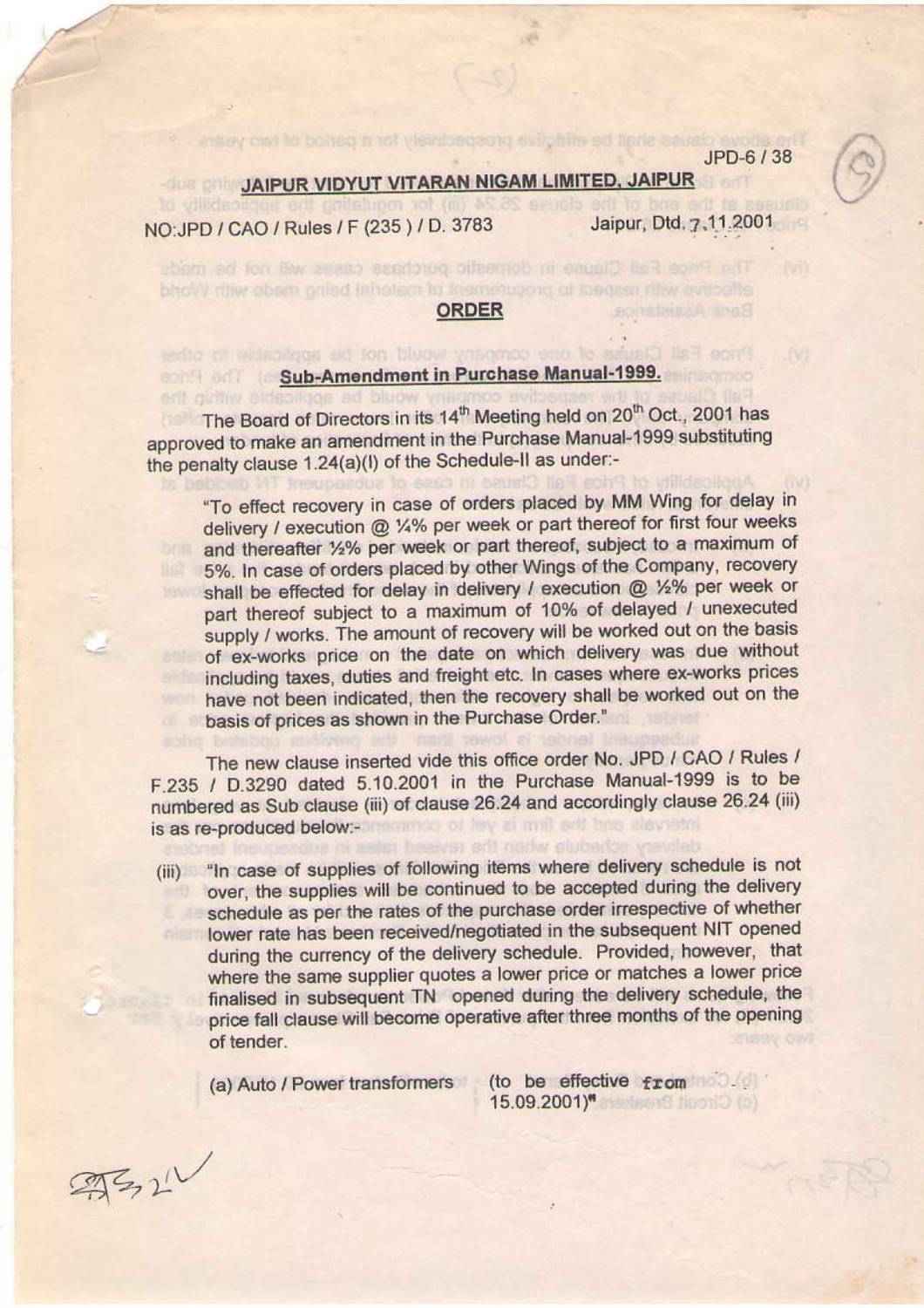JPD-6 / 38

## JAIPUR VIDYUT VITARAN NIGAM LIMITED, JAIPUR

NO:JPD / CAO / Rules / F (235 ) / D. 3783 Jaipur, Dtd. 7.11.2001

## ORDER

### Sub-Amendment in Purchase Manual-1999.

The Board of Directors in its 14th Meeting held on 20th Oct., 2001 has approved to make an amendment in the Purchase Manual-1999 substituting the penalty clause 1.24(a)(I) of the Schedule-II as under:-

> "To effect recovery in case of orders placed by MM Wing for delay in delivery / execution @ ¼% per week or part thereof for first four weeks and thereafter ½% per week or part thereof, subject to a maximum of 5%. In case of orders placed by other Wings of the Company, recovery shall be effected for delay in delivery / execution @ ½% per week or part thereof subject to a maximum of 10% of delayed / unexecuted supply / works. The amount of recovery will be worked out on the basis of ex-works price on the date on which delivery was due without including taxes, duties and freight etc. In cases where ex-works prices have not been indicated, then the recovery shall be worked out on the basis of prices as shown in the Purchase Order."

The new clause inserted vide this office order No. JPD / CAO / Rules / F.235 / D.3290 dated 5.10.2001 in the Purchase Manual-1999 is to be numbered as Sub clause (iii) of clause 26.24 and accordingly clause 26.24 (iii) is as re-produced below:-

(iii) "In case of supplies of following items where delivery schedule is not over, the supplies will be continued to be accepted during the delivery schedule as per the rates of the purchase order irrespective of whether lower rate has been received/negotiated in the subsequent NIT opened during the currency of the delivery schedule. Provided, however, that where the same supplier quotes a lower price or matches a lower price finalised in subsequent TN opened during the delivery schedule, the price fall clause will become operative after three months of the opening of tender.

(a) Auto / Power transformers (to be effective from 15.09.2001)"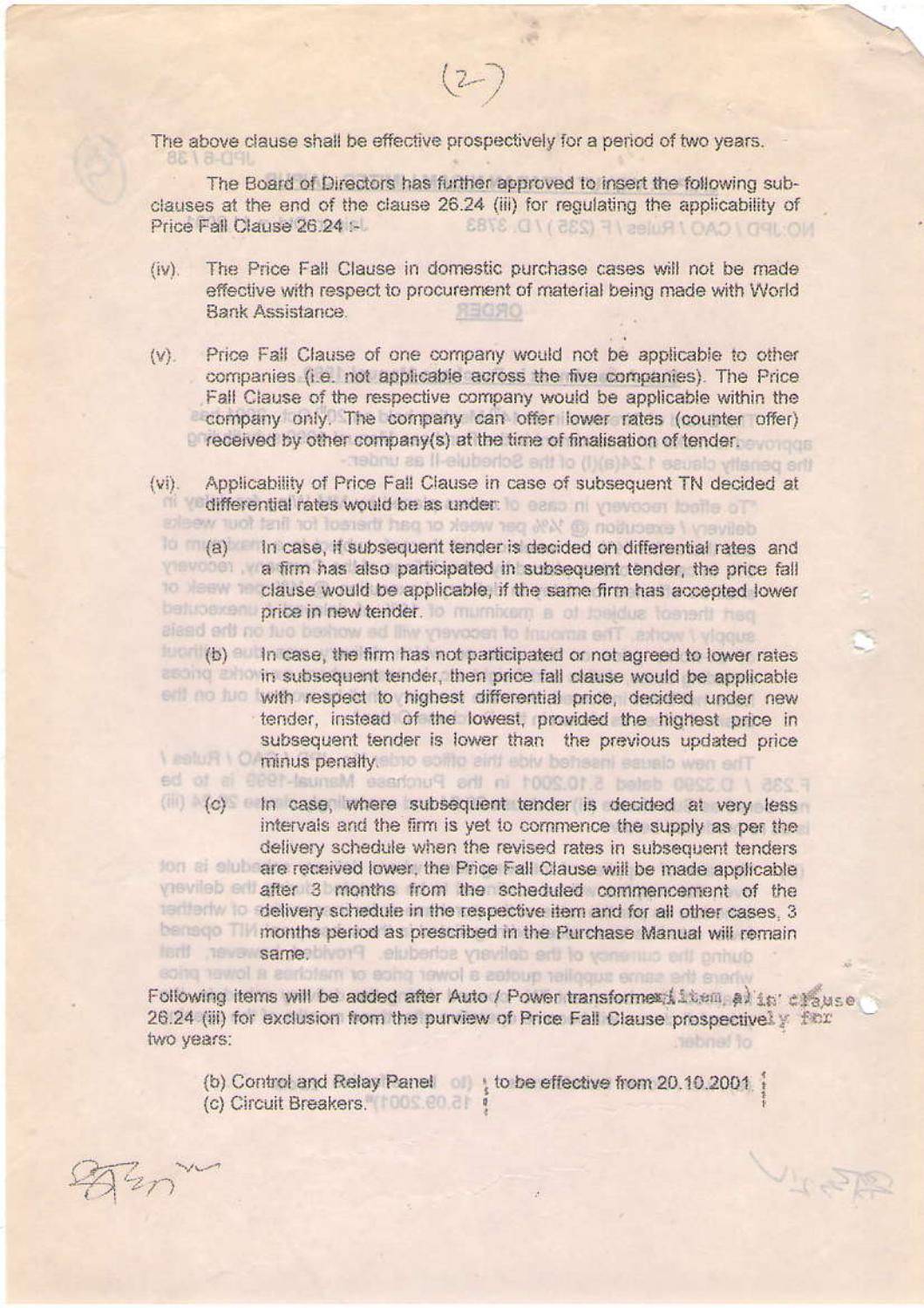The above clause shall be effective prospectively for a period of two years.

The Board of Directors has further approved to insert the following sub-clauses at the end of the clause 26.24 (iii) for regulating the applicability of Price Fall Clause 26.24 :-

(iv). The Price Fall Clause in domestic purchase cases will not be made effective with respect to procurement of material being made with World Bank Assistance.

(v). Price Fall Clause of one company would not be applicable to other companies (i.e. not applicable across the five companies). The Price Fall Clause of the respective company would be applicable within the company only. The company can offer lower rates (counter offer) received by other company(s) at the time of finalisation of tender.

(vi). Applicability of Price Fall Clause in case of subsequent TN decided at differential rates would be as under:

(a) In case, if subsequent tender is decided on differential rates and a firm has also participated in subsequent tender, the price fall clause would be applicable, if the same firm has accepted lower price in new tender.

(b) In case, the firm has not participated or not agreed to lower rates in subsequent tender, then price fall clause would be applicable with respect to highest differential price, decided under new tender, instead of the lowest, provided the highest price in subsequent tender is lower than the previous updated price minus penalty.

(c) In case, where subsequent tender is decided at very less intervals and the firm is yet to commence the supply as per the delivery schedule when the revised rates in subsequent tenders are received lower, the Price Fall Clause will be made applicable after 3 months from the scheduled commencement of the delivery schedule in the respective item and for all other cases, 3 months period as prescribed in the Purchase Manual will remain same.

Following items will be added after Auto / Power transformer item a) in clause 26.24 (iii) for exclusion from the purview of Price Fall Clause prospectively for two years:

(b) Control and Relay Panel } to be effective from 20.10.2001
(c) Circuit Breakers. }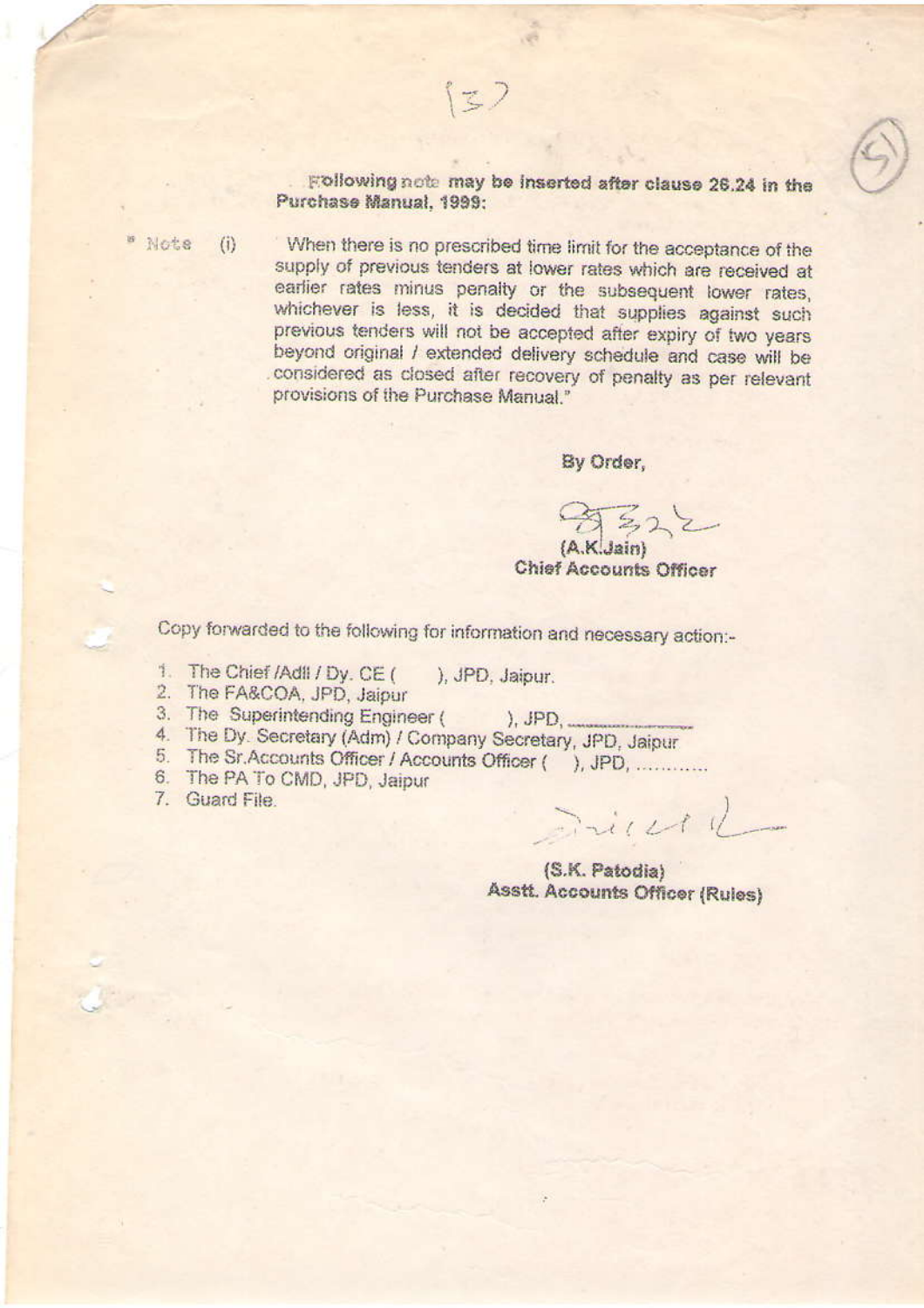**Following note may be inserted after clause 26.24 in the Purchase Manual, 1999:**

" Note (i) When there is no prescribed time limit for the acceptance of the supply of previous tenders at lower rates which are received at earlier rates minus penalty or the subsequent lower rates, whichever is less, it is decided that supplies against such previous tenders will not be accepted after expiry of two years beyond original / extended delivery schedule and case will be considered as closed after recovery of penalty as per relevant provisions of the Purchase Manual."

**By Order,**

**(A.K.Jain)**
**Chief Accounts Officer**

Copy forwarded to the following for information and necessary action:-

1. The Chief /Addl / Dy. CE ( ), JPD, Jaipur.
2. The FA&COA, JPD, Jaipur
3. The Superintending Engineer ( ), JPD, \_\_\_\_\_\_\_\_
4. The Dy. Secretary (Adm) / Company Secretary, JPD, Jaipur
5. The Sr.Accounts Officer / Accounts Officer ( ), JPD, ............
6. The PA To CMD, JPD, Jaipur
7. Guard File.

**(S.K. Patodia)**
**Asstt. Accounts Officer (Rules)**